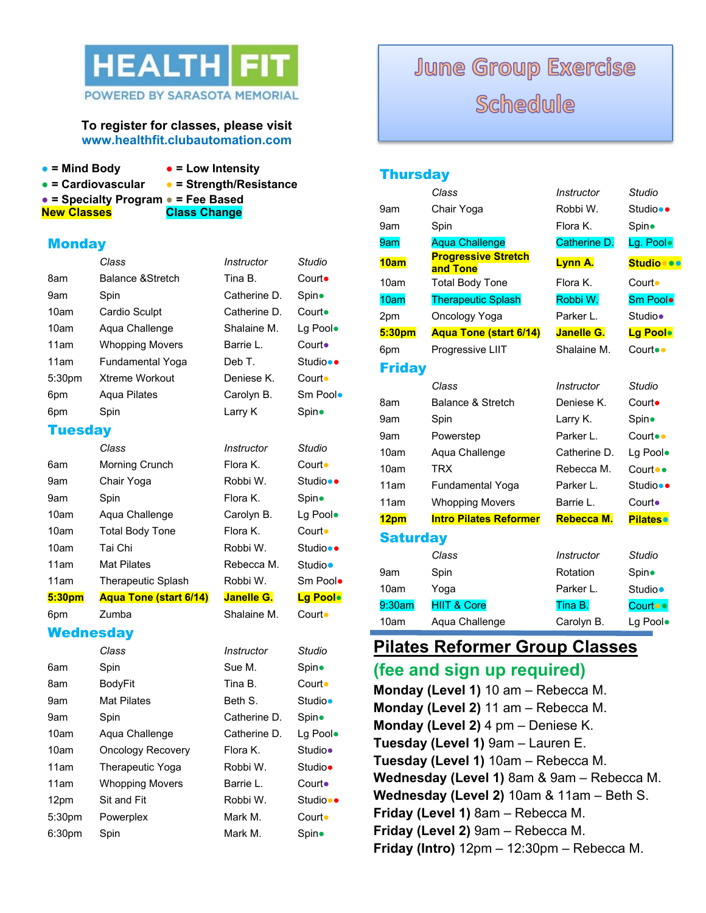# HEALTH FIT

POWERED BY SARASOTA MEMORIAL

**To register for classes, please visit www.healthfit.clubautomation.com**

# June Group Exercise Schedule

- ● = Mind Body (blue)
- ● = Cardiovascular (green)
- ● = Specialty Program (purple)
- ● = Low Intensity (red)
- ● = Strength/Resistance (yellow)
- ● = Fee Based (gray)

**New Classes** (yellow highlight) | **Class Change** (cyan highlight)

## Monday

| | Class | Instructor | Studio |
|---|---|---|---|
| 8am | Balance &Stretch | Tina B. | Court● (red) |
| 9am | Spin | Catherine D. | Spin● (green) |
| 10am | Cardio Sculpt | Catherine D. | Court● (green) |
| 10am | Aqua Challenge | Shalaine M. | Lg Pool● (green) |
| 11am | Whopping Movers | Barrie L. | Court● (purple) |
| 11am | Fundamental Yoga | Deb T. | Studio●● (blue, red) |
| 5:30pm | Xtreme Workout | Deniese K. | Court● (purple) |
| 6pm | Aqua Pilates | Carolyn B. | Sm Pool● (blue) |
| 6pm | Spin | Larry K | Spin● (green) |

## Tuesday

| | Class | Instructor | Studio |
|---|---|---|---|
| 6am | Morning Crunch | Flora K. | Court● (yellow) |
| 9am | Chair Yoga | Robbi W. | Studio●● (blue, red) |
| 9am | Spin | Flora K. | Spin● (green) |
| 10am | Aqua Challenge | Carolyn B. | Lg Pool● (green) |
| 10am | Total Body Tone | Flora K. | Court● (yellow) |
| 10am | Tai Chi | Robbi W. | Studio●● (blue, red) |
| 11am | Mat Pilates | Rebecca M. | Studio● (blue) |
| 11am | Therapeutic Splash | Robbi W. | Sm Pool● (red) |
| **5:30pm** | **Aqua Tone (start 6/14)** | **Janelle G.** | **Lg Pool●** (green) — New Class |
| 6pm | Zumba | Shalaine M. | Court● (yellow) |

## Wednesday

| | Class | Instructor | Studio |
|---|---|---|---|
| 6am | Spin | Sue M. | Spin● (green) |
| 8am | BodyFit | Tina B. | Court● (yellow) |
| 9am | Mat Pilates | Beth S. | Studio● (blue) |
| 9am | Spin | Catherine D. | Spin● (green) |
| 10am | Aqua Challenge | Catherine D. | Lg Pool● (green) |
| 10am | Oncology Recovery | Flora K. | Studio● (purple) |
| 11am | Therapeutic Yoga | Robbi W. | Studio● (red) |
| 11am | Whopping Movers | Barrie L. | Court● (purple) |
| 12pm | Sit and Fit | Robbi W. | Studio●● (yellow, red) |
| 5:30pm | Powerplex | Mark M. | Court● (yellow) |
| 6:30pm | Spin | Mark M. | Spin● (green) |

## Thursday

| | Class | Instructor | Studio |
|---|---|---|---|
| 9am | Chair Yoga | Robbi W. | Studio●● (blue, red) |
| 9am | Spin | Flora K. | Spin● (green) |
| 9am | Aqua Challenge | Catherine D. | Lg. Pool● (green) — Class Change |
| **10am** | **Progressive Stretch and Tone** | **Lynn A.** | **Studio●●●** (yellow, blue, green) — New Class |
| 10am | Total Body Tone | Flora K. | Court● (yellow) |
| 10am | Therapeutic Splash | Robbi W. | Sm Pool● (red) — Class Change |
| 2pm | Oncology Yoga | Parker L. | Studio● (purple) |
| **5:30pm** | **Aqua Tone (start 6/14)** | **Janelle G.** | **Lg Pool●** (green) — New Class |
| 6pm | Progressive LIIT | Shalaine M. | Court●● (green, yellow) |

## Friday

| | Class | Instructor | Studio |
|---|---|---|---|
| 8am | Balance & Stretch | Deniese K. | Court● (red) |
| 9am | Spin | Larry K. | Spin● (green) |
| 9am | Powerstep | Parker L. | Court●● (green, yellow) |
| 10am | Aqua Challenge | Catherine D. | Lg Pool● (green) |
| 10am | TRX | Rebecca M. | Court●● (yellow, green) |
| 11am | Fundamental Yoga | Parker L. | Studio●● (blue, red) |
| 11am | Whopping Movers | Barrie L. | Court● (purple) |
| **12pm** | **Intro Pilates Reformer** | **Rebecca M.** | **Pilates●** (blue) — New Class |

## Saturday

| | Class | Instructor | Studio |
|---|---|---|---|
| 9am | Spin | Rotation | Spin● (green) |
| 10am | Yoga | Parker L. | Studio● (blue) |
| 9:30am | HIIT & Core | Tina B. | Court●● (yellow, green) — Class Change |
| 10am | Aqua Challenge | Carolyn B. | Lg Pool● (green) |

## Pilates Reformer Group Classes

## (fee and sign up required)

**Monday (Level 1)** 10 am – Rebecca M.

**Monday (Level 2)** 11 am – Rebecca M.

**Monday (Level 2)** 4 pm – Deniese K.

**Tuesday (Level 1)** 9am – Lauren E.

**Tuesday (Level 1)** 10am – Rebecca M.

**Wednesday (Level 1)** 8am & 9am – Rebecca M.

**Wednesday (Level 2)** 10am & 11am – Beth S.

**Friday (Level 1)** 8am – Rebecca M.

**Friday (Level 2)** 9am – Rebecca M.

**Friday (Intro)** 12pm – 12:30pm – Rebecca M.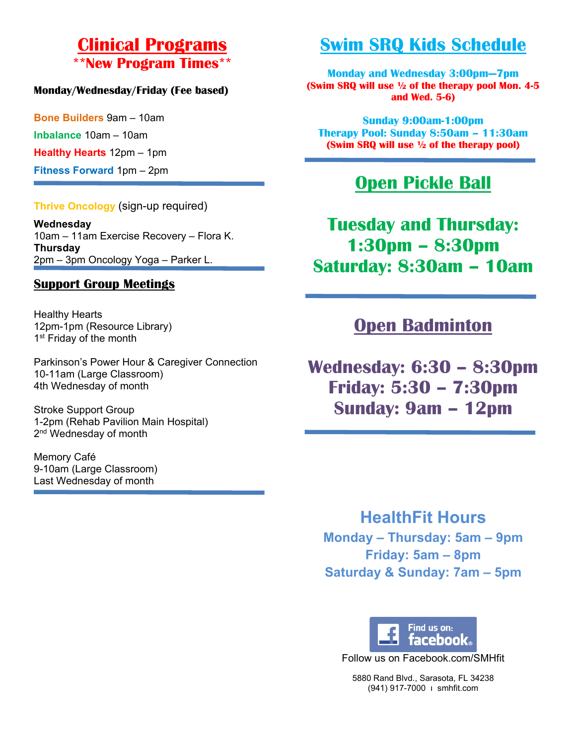## Clinical Programs

**New Program Times**

**Monday/Wednesday/Friday (Fee based)**

**Bone Builders** 9am – 10am

**Inbalance** 10am – 10am

**Healthy Hearts** 12pm – 1pm

**Fitness Forward** 1pm – 2pm

**Thrive Oncology** (sign-up required)

**Wednesday**
10am – 11am Exercise Recovery – Flora K.
**Thursday**
2pm – 3pm Oncology Yoga – Parker L.

## Support Group Meetings

Healthy Hearts
12pm-1pm (Resource Library)
1st Friday of the month

Parkinson's Power Hour & Caregiver Connection
10-11am (Large Classroom)
4th Wednesday of month

Stroke Support Group
1-2pm (Rehab Pavilion Main Hospital)
2nd Wednesday of month

Memory Café
9-10am (Large Classroom)
Last Wednesday of month

## Swim SRQ Kids Schedule

**Monday and Wednesday 3:00pm—7pm**
**(Swim SRQ will use ½ of the therapy pool Mon. 4-5 and Wed. 5-6)**

**Sunday 9:00am-1:00pm**
**Therapy Pool: Sunday 8:50am – 11:30am**
**(Swim SRQ will use ½ of the therapy pool)**

## Open Pickle Ball

**Tuesday and Thursday: 1:30pm – 8:30pm**
**Saturday: 8:30am – 10am**

## Open Badminton

**Wednesday: 6:30 – 8:30pm**
**Friday: 5:30 – 7:30pm**
**Sunday: 9am – 12pm**

## HealthFit Hours

**Monday – Thursday: 5am – 9pm**
**Friday: 5am – 8pm**
**Saturday & Sunday: 7am – 5pm**

Find us on: facebook

Follow us on Facebook.com/SMHfit

5880 Rand Blvd., Sarasota, FL 34238
(941) 917-7000 | smhfit.com